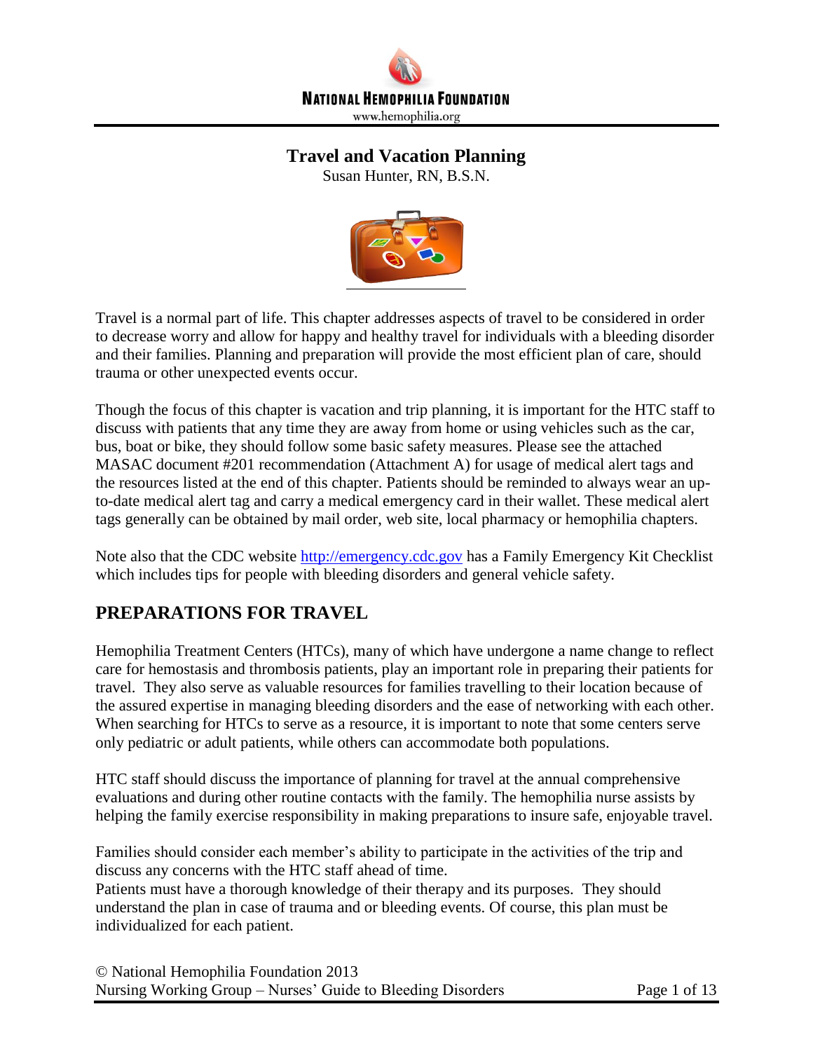NATIONAL HEMOPHILIA FOUNDATION

www.hemophilia.org

# Travel and Vacation Planning

Susan Hunter, RN, B.S.N.

Travel is a normal part of life. This chapter addresses aspects of travel to be considered in order to decrease worry and allow for happy and healthy travel for individuals with a bleeding disorder and their families. Planning and preparation will provide the most efficient plan of care, should trauma or other unexpected events occur.

Though the focus of this chapter is vacation and trip planning, it is important for the HTC staff to discuss with patients that any time they are away from home or using vehicles such as the car, bus, boat or bike, they should follow some basic safety measures. Please see the attached MASAC document #201 recommendation (Attachment A) for usage of medical alert tags and the resources listed at the end of this chapter. Patients should be reminded to always wear an up-to-date medical alert tag and carry a medical emergency card in their wallet. These medical alert tags generally can be obtained by mail order, web site, local pharmacy or hemophilia chapters.

Note also that the CDC website http://emergency.cdc.gov has a Family Emergency Kit Checklist which includes tips for people with bleeding disorders and general vehicle safety.

## PREPARATIONS FOR TRAVEL

Hemophilia Treatment Centers (HTCs), many of which have undergone a name change to reflect care for hemostasis and thrombosis patients, play an important role in preparing their patients for travel. They also serve as valuable resources for families travelling to their location because of the assured expertise in managing bleeding disorders and the ease of networking with each other. When searching for HTCs to serve as a resource, it is important to note that some centers serve only pediatric or adult patients, while others can accommodate both populations.

HTC staff should discuss the importance of planning for travel at the annual comprehensive evaluations and during other routine contacts with the family. The hemophilia nurse assists by helping the family exercise responsibility in making preparations to insure safe, enjoyable travel.

Families should consider each member's ability to participate in the activities of the trip and discuss any concerns with the HTC staff ahead of time.
Patients must have a thorough knowledge of their therapy and its purposes. They should understand the plan in case of trauma and or bleeding events. Of course, this plan must be individualized for each patient.

© National Hemophilia Foundation 2013
Nursing Working Group – Nurses' Guide to Bleeding Disorders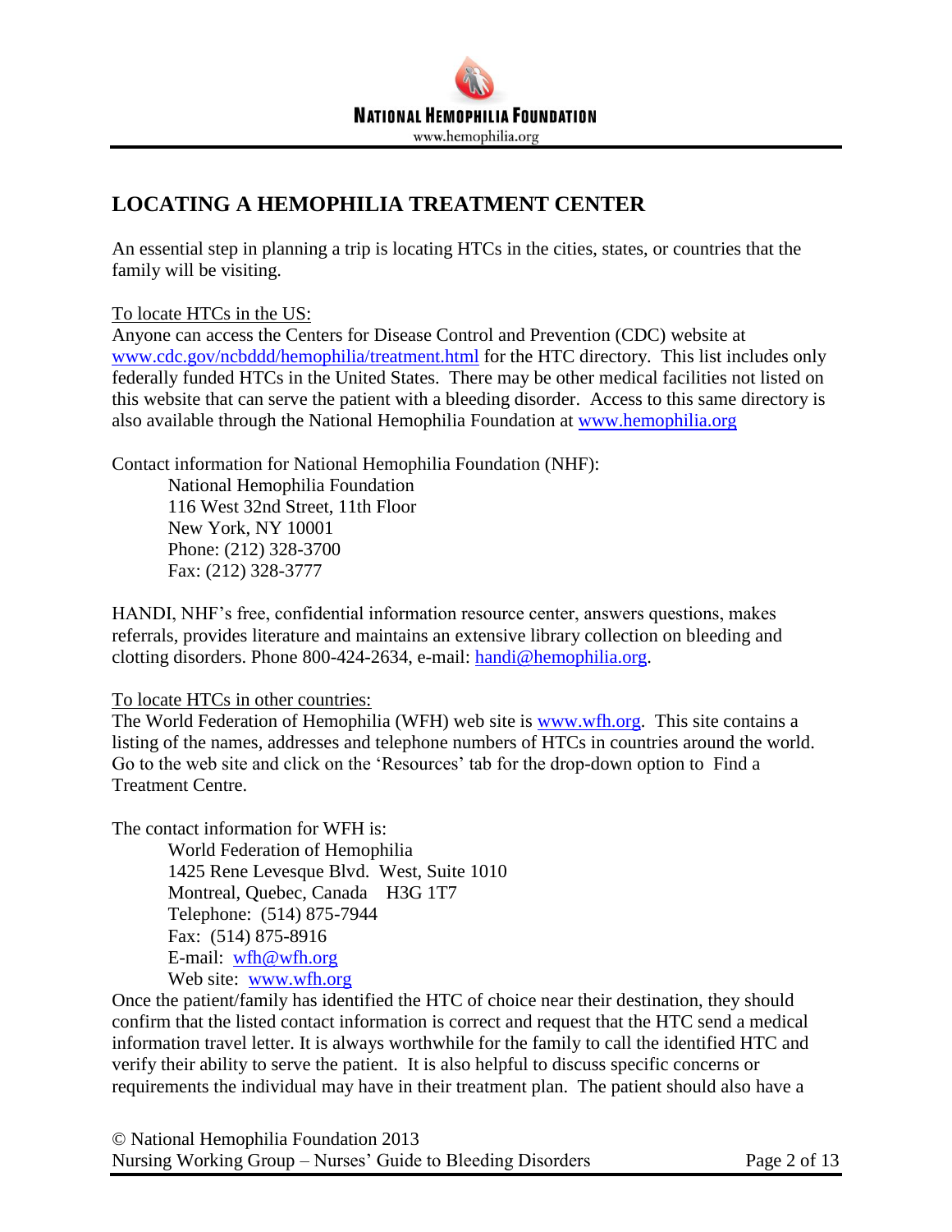## LOCATING A HEMOPHILIA TREATMENT CENTER

An essential step in planning a trip is locating HTCs in the cities, states, or countries that the family will be visiting.

To locate HTCs in the US:

Anyone can access the Centers for Disease Control and Prevention (CDC) website at www.cdc.gov/ncbddd/hemophilia/treatment.html for the HTC directory. This list includes only federally funded HTCs in the United States. There may be other medical facilities not listed on this website that can serve the patient with a bleeding disorder. Access to this same directory is also available through the National Hemophilia Foundation at www.hemophilia.org

Contact information for National Hemophilia Foundation (NHF):

National Hemophilia Foundation
116 West 32nd Street, 11th Floor
New York, NY 10001
Phone: (212) 328-3700
Fax: (212) 328-3777

HANDI, NHF's free, confidential information resource center, answers questions, makes referrals, provides literature and maintains an extensive library collection on bleeding and clotting disorders. Phone 800-424-2634, e-mail: handi@hemophilia.org.

To locate HTCs in other countries:

The World Federation of Hemophilia (WFH) web site is www.wfh.org. This site contains a listing of the names, addresses and telephone numbers of HTCs in countries around the world. Go to the web site and click on the 'Resources' tab for the drop-down option to Find a Treatment Centre.

The contact information for WFH is:

World Federation of Hemophilia
1425 Rene Levesque Blvd. West, Suite 1010
Montreal, Quebec, Canada H3G 1T7
Telephone: (514) 875-7944
Fax: (514) 875-8916
E-mail: wfh@wfh.org
Web site: www.wfh.org

Once the patient/family has identified the HTC of choice near their destination, they should confirm that the listed contact information is correct and request that the HTC send a medical information travel letter. It is always worthwhile for the family to call the identified HTC and verify their ability to serve the patient. It is also helpful to discuss specific concerns or requirements the individual may have in their treatment plan. The patient should also have a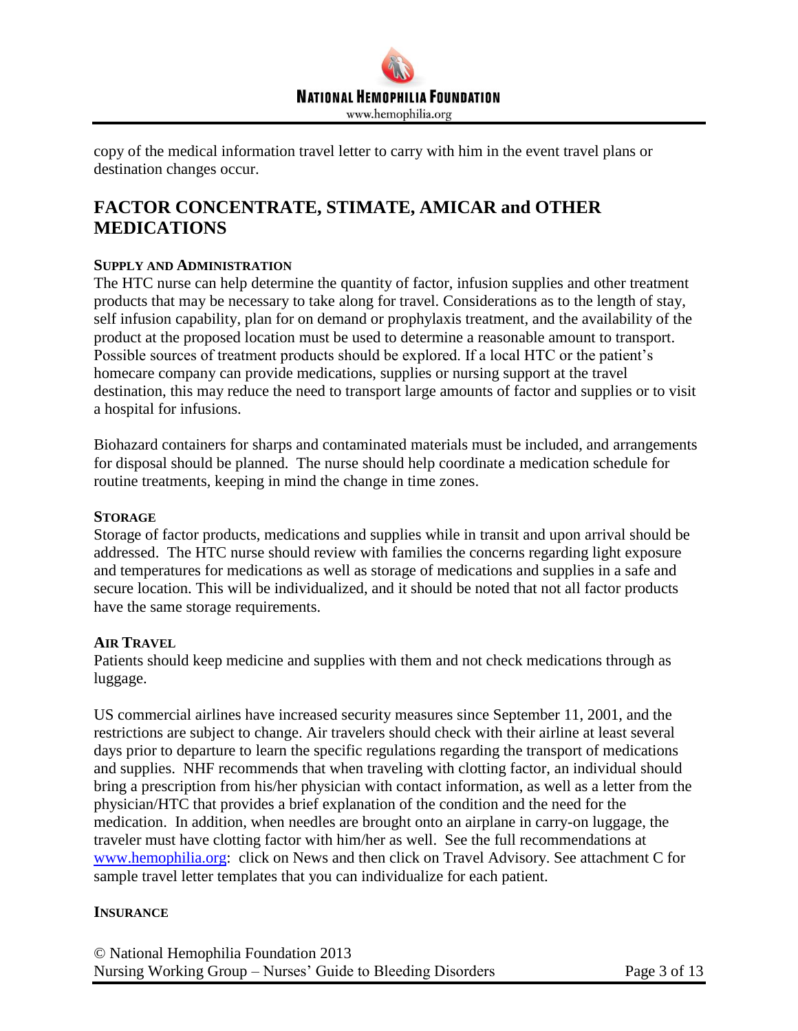copy of the medical information travel letter to carry with him in the event travel plans or destination changes occur.

## FACTOR CONCENTRATE, STIMATE, AMICAR and OTHER MEDICATIONS

### SUPPLY AND ADMINISTRATION

The HTC nurse can help determine the quantity of factor, infusion supplies and other treatment products that may be necessary to take along for travel. Considerations as to the length of stay, self infusion capability, plan for on demand or prophylaxis treatment, and the availability of the product at the proposed location must be used to determine a reasonable amount to transport. Possible sources of treatment products should be explored. If a local HTC or the patient's homecare company can provide medications, supplies or nursing support at the travel destination, this may reduce the need to transport large amounts of factor and supplies or to visit a hospital for infusions.

Biohazard containers for sharps and contaminated materials must be included, and arrangements for disposal should be planned. The nurse should help coordinate a medication schedule for routine treatments, keeping in mind the change in time zones.

### STORAGE

Storage of factor products, medications and supplies while in transit and upon arrival should be addressed. The HTC nurse should review with families the concerns regarding light exposure and temperatures for medications as well as storage of medications and supplies in a safe and secure location. This will be individualized, and it should be noted that not all factor products have the same storage requirements.

### AIR TRAVEL

Patients should keep medicine and supplies with them and not check medications through as luggage.

US commercial airlines have increased security measures since September 11, 2001, and the restrictions are subject to change. Air travelers should check with their airline at least several days prior to departure to learn the specific regulations regarding the transport of medications and supplies. NHF recommends that when traveling with clotting factor, an individual should bring a prescription from his/her physician with contact information, as well as a letter from the physician/HTC that provides a brief explanation of the condition and the need for the medication. In addition, when needles are brought onto an airplane in carry-on luggage, the traveler must have clotting factor with him/her as well. See the full recommendations at [www.hemophilia.org](http://www.hemophilia.org): click on News and then click on Travel Advisory. See attachment C for sample travel letter templates that you can individualize for each patient.

### INSURANCE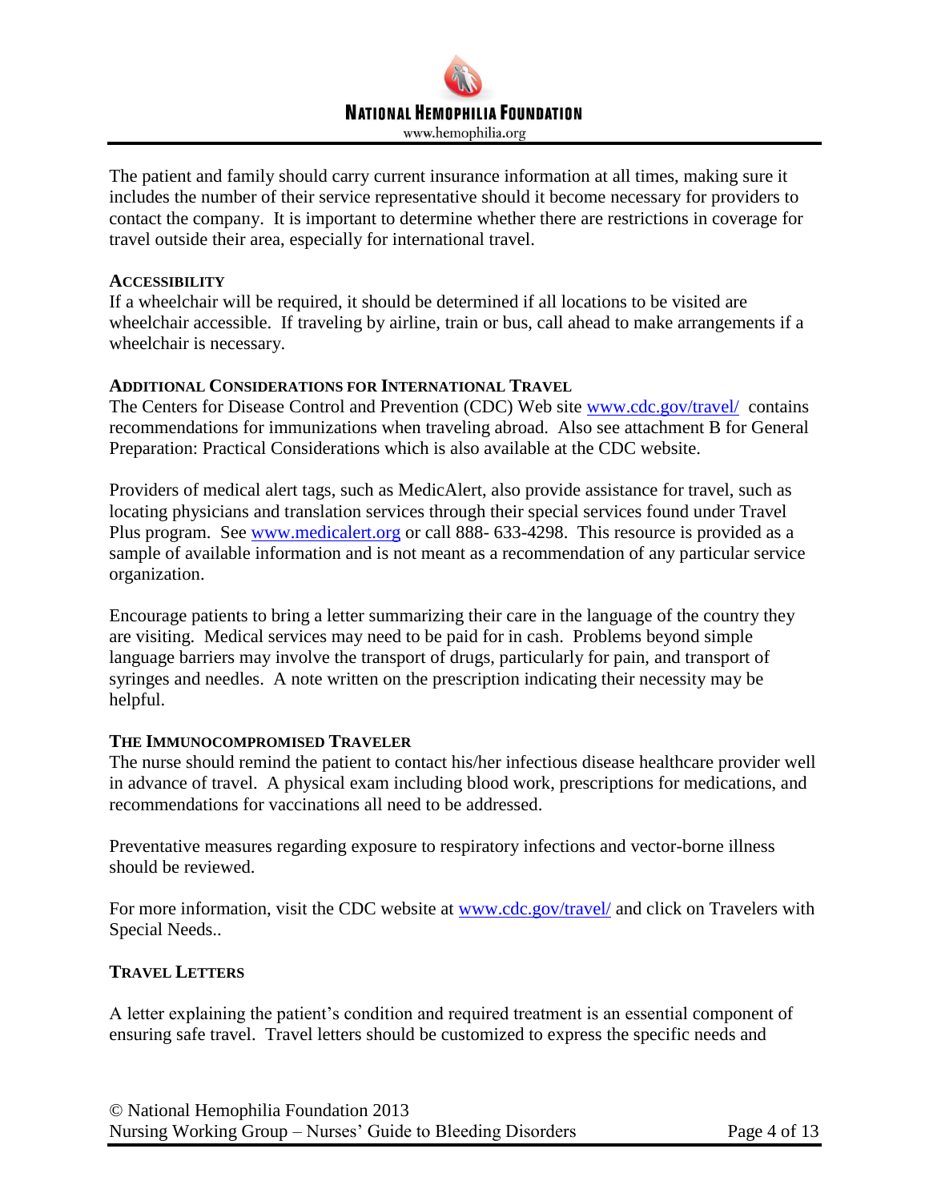The patient and family should carry current insurance information at all times, making sure it includes the number of their service representative should it become necessary for providers to contact the company. It is important to determine whether there are restrictions in coverage for travel outside their area, especially for international travel.

### ACCESSIBILITY

If a wheelchair will be required, it should be determined if all locations to be visited are wheelchair accessible. If traveling by airline, train or bus, call ahead to make arrangements if a wheelchair is necessary.

### ADDITIONAL CONSIDERATIONS FOR INTERNATIONAL TRAVEL

The Centers for Disease Control and Prevention (CDC) Web site [www.cdc.gov/travel/](http://www.cdc.gov/travel/) contains recommendations for immunizations when traveling abroad. Also see attachment B for General Preparation: Practical Considerations which is also available at the CDC website.

Providers of medical alert tags, such as MedicAlert, also provide assistance for travel, such as locating physicians and translation services through their special services found under Travel Plus program. See [www.medicalert.org](http://www.medicalert.org) or call 888- 633-4298. This resource is provided as a sample of available information and is not meant as a recommendation of any particular service organization.

Encourage patients to bring a letter summarizing their care in the language of the country they are visiting. Medical services may need to be paid for in cash. Problems beyond simple language barriers may involve the transport of drugs, particularly for pain, and transport of syringes and needles. A note written on the prescription indicating their necessity may be helpful.

### THE IMMUNOCOMPROMISED TRAVELER

The nurse should remind the patient to contact his/her infectious disease healthcare provider well in advance of travel. A physical exam including blood work, prescriptions for medications, and recommendations for vaccinations all need to be addressed.

Preventative measures regarding exposure to respiratory infections and vector-borne illness should be reviewed.

For more information, visit the CDC website at [www.cdc.gov/travel/](http://www.cdc.gov/travel/) and click on Travelers with Special Needs..

### TRAVEL LETTERS

A letter explaining the patient's condition and required treatment is an essential component of ensuring safe travel. Travel letters should be customized to express the specific needs and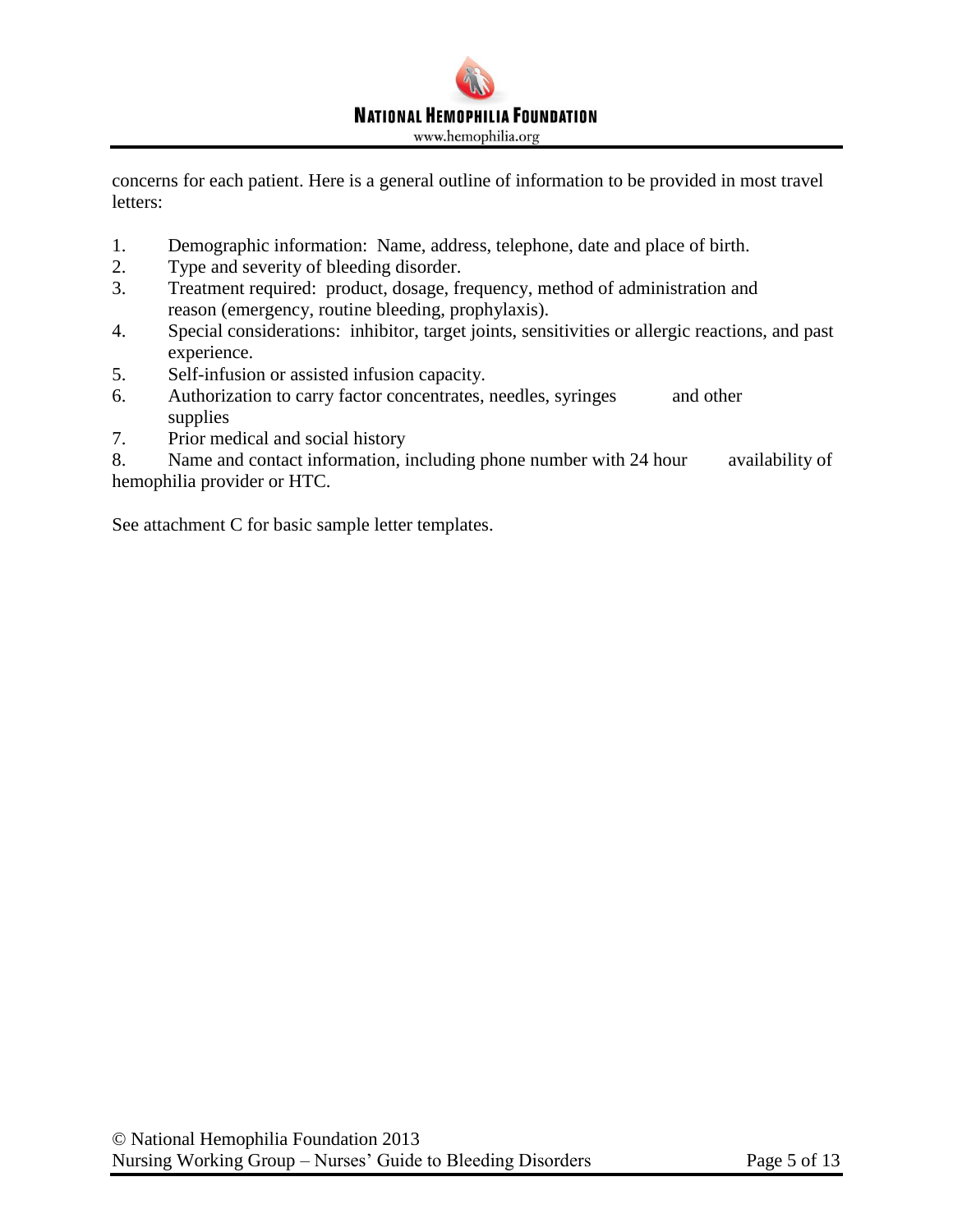concerns for each patient. Here is a general outline of information to be provided in most travel letters:

1. Demographic information: Name, address, telephone, date and place of birth.
2. Type and severity of bleeding disorder.
3. Treatment required: product, dosage, frequency, method of administration and reason (emergency, routine bleeding, prophylaxis).
4. Special considerations: inhibitor, target joints, sensitivities or allergic reactions, and past experience.
5. Self-infusion or assisted infusion capacity.
6. Authorization to carry factor concentrates, needles, syringes and other supplies
7. Prior medical and social history
8. Name and contact information, including phone number with 24 hour availability of hemophilia provider or HTC.

See attachment C for basic sample letter templates.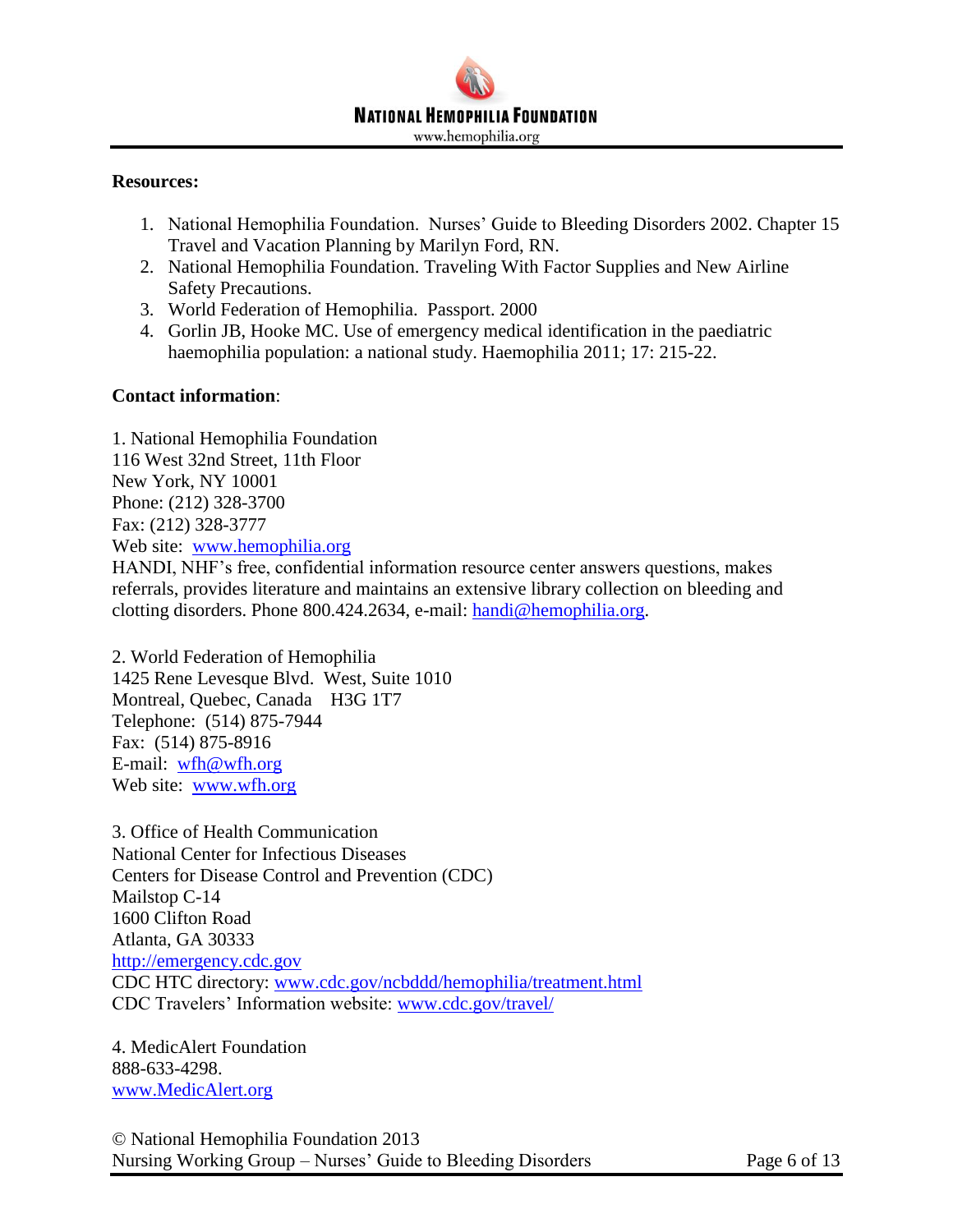**Resources:**

1. National Hemophilia Foundation. Nurses' Guide to Bleeding Disorders 2002. Chapter 15 Travel and Vacation Planning by Marilyn Ford, RN.
2. National Hemophilia Foundation. Traveling With Factor Supplies and New Airline Safety Precautions.
3. World Federation of Hemophilia. Passport. 2000
4. Gorlin JB, Hooke MC. Use of emergency medical identification in the paediatric haemophilia population: a national study. Haemophilia 2011; 17: 215-22.

**Contact information**:

1. National Hemophilia Foundation
116 West 32nd Street, 11th Floor
New York, NY 10001
Phone: (212) 328-3700
Fax: (212) 328-3777
Web site: www.hemophilia.org
HANDI, NHF's free, confidential information resource center answers questions, makes referrals, provides literature and maintains an extensive library collection on bleeding and clotting disorders. Phone 800.424.2634, e-mail: handi@hemophilia.org.

2. World Federation of Hemophilia
1425 Rene Levesque Blvd. West, Suite 1010
Montreal, Quebec, Canada H3G 1T7
Telephone: (514) 875-7944
Fax: (514) 875-8916
E-mail: wfh@wfh.org
Web site: www.wfh.org

3. Office of Health Communication
National Center for Infectious Diseases
Centers for Disease Control and Prevention (CDC)
Mailstop C-14
1600 Clifton Road
Atlanta, GA 30333
http://emergency.cdc.gov
CDC HTC directory: www.cdc.gov/ncbddd/hemophilia/treatment.html
CDC Travelers' Information website: www.cdc.gov/travel/

4. MedicAlert Foundation
888-633-4298.
www.MedicAlert.org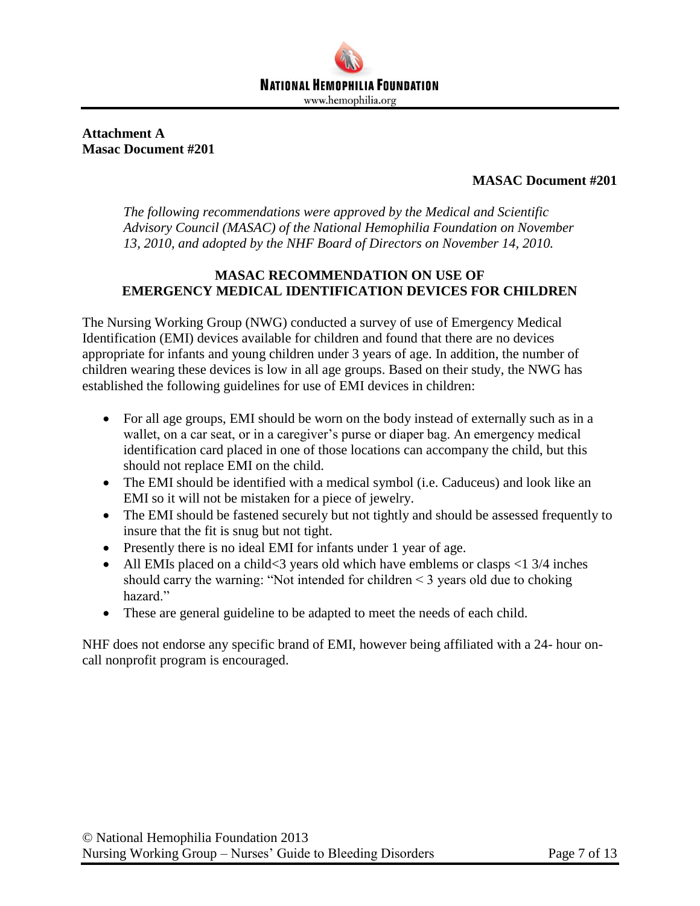**Attachment A**
**Masac Document #201**

**MASAC Document #201**

*The following recommendations were approved by the Medical and Scientific Advisory Council (MASAC) of the National Hemophilia Foundation on November 13, 2010, and adopted by the NHF Board of Directors on November 14, 2010.*

## MASAC RECOMMENDATION ON USE OF EMERGENCY MEDICAL IDENTIFICATION DEVICES FOR CHILDREN

The Nursing Working Group (NWG) conducted a survey of use of Emergency Medical Identification (EMI) devices available for children and found that there are no devices appropriate for infants and young children under 3 years of age. In addition, the number of children wearing these devices is low in all age groups. Based on their study, the NWG has established the following guidelines for use of EMI devices in children:

- For all age groups, EMI should be worn on the body instead of externally such as in a wallet, on a car seat, or in a caregiver's purse or diaper bag. An emergency medical identification card placed in one of those locations can accompany the child, but this should not replace EMI on the child.
- The EMI should be identified with a medical symbol (i.e. Caduceus) and look like an EMI so it will not be mistaken for a piece of jewelry.
- The EMI should be fastened securely but not tightly and should be assessed frequently to insure that the fit is snug but not tight.
- Presently there is no ideal EMI for infants under 1 year of age.
- All EMIs placed on a child<3 years old which have emblems or clasps <1 3/4 inches should carry the warning: "Not intended for children < 3 years old due to choking hazard."
- These are general guideline to be adapted to meet the needs of each child.

NHF does not endorse any specific brand of EMI, however being affiliated with a 24- hour on-call nonprofit program is encouraged.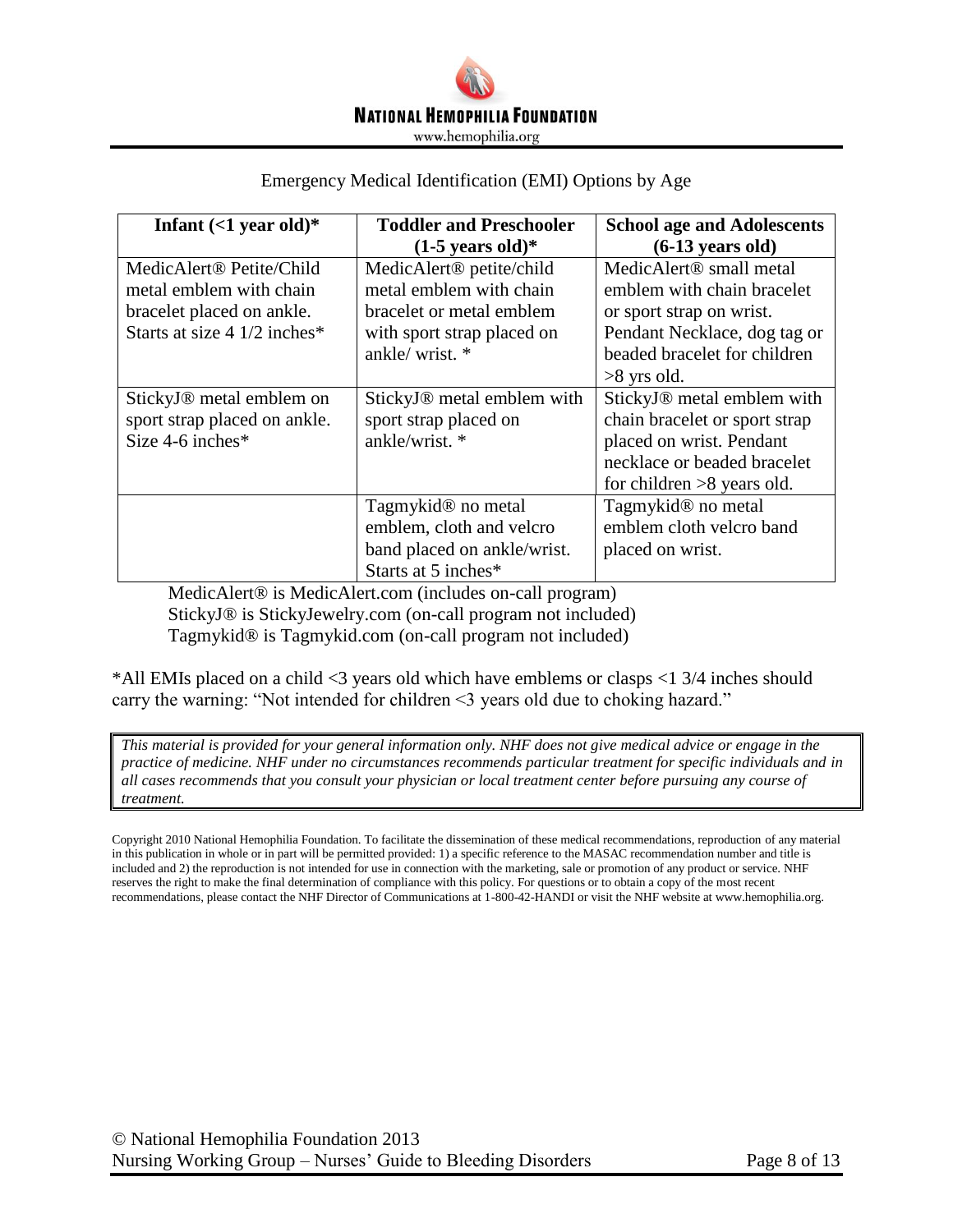Emergency Medical Identification (EMI) Options by Age

| Infant (<1 year old)* | Toddler and Preschooler (1-5 years old)* | School age and Adolescents (6-13 years old) |
|---|---|---|
| MedicAlert® Petite/Child metal emblem with chain bracelet placed on ankle. Starts at size 4 1/2 inches* | MedicAlert® petite/child metal emblem with chain bracelet or metal emblem with sport strap placed on ankle/ wrist. * | MedicAlert® small metal emblem with chain bracelet or sport strap on wrist. Pendant Necklace, dog tag or beaded bracelet for children >8 yrs old. |
| StickyJ® metal emblem on sport strap placed on ankle. Size 4-6 inches* | StickyJ® metal emblem with sport strap placed on ankle/wrist. * | StickyJ® metal emblem with chain bracelet or sport strap placed on wrist. Pendant necklace or beaded bracelet for children >8 years old. |
| | Tagmykid® no metal emblem, cloth and velcro band placed on ankle/wrist. Starts at 5 inches* | Tagmykid® no metal emblem cloth velcro band placed on wrist. |

MedicAlert® is MedicAlert.com (includes on-call program)
StickyJ® is StickyJewelry.com (on-call program not included)
Tagmykid® is Tagmykid.com (on-call program not included)

*All EMIs placed on a child <3 years old which have emblems or clasps <1 3/4 inches should carry the warning: "Not intended for children <3 years old due to choking hazard."

*This material is provided for your general information only. NHF does not give medical advice or engage in the practice of medicine. NHF under no circumstances recommends particular treatment for specific individuals and in all cases recommends that you consult your physician or local treatment center before pursuing any course of treatment.*

Copyright 2010 National Hemophilia Foundation. To facilitate the dissemination of these medical recommendations, reproduction of any material in this publication in whole or in part will be permitted provided: 1) a specific reference to the MASAC recommendation number and title is included and 2) the reproduction is not intended for use in connection with the marketing, sale or promotion of any product or service. NHF reserves the right to make the final determination of compliance with this policy. For questions or to obtain a copy of the most recent recommendations, please contact the NHF Director of Communications at 1-800-42-HANDI or visit the NHF website at www.hemophilia.org.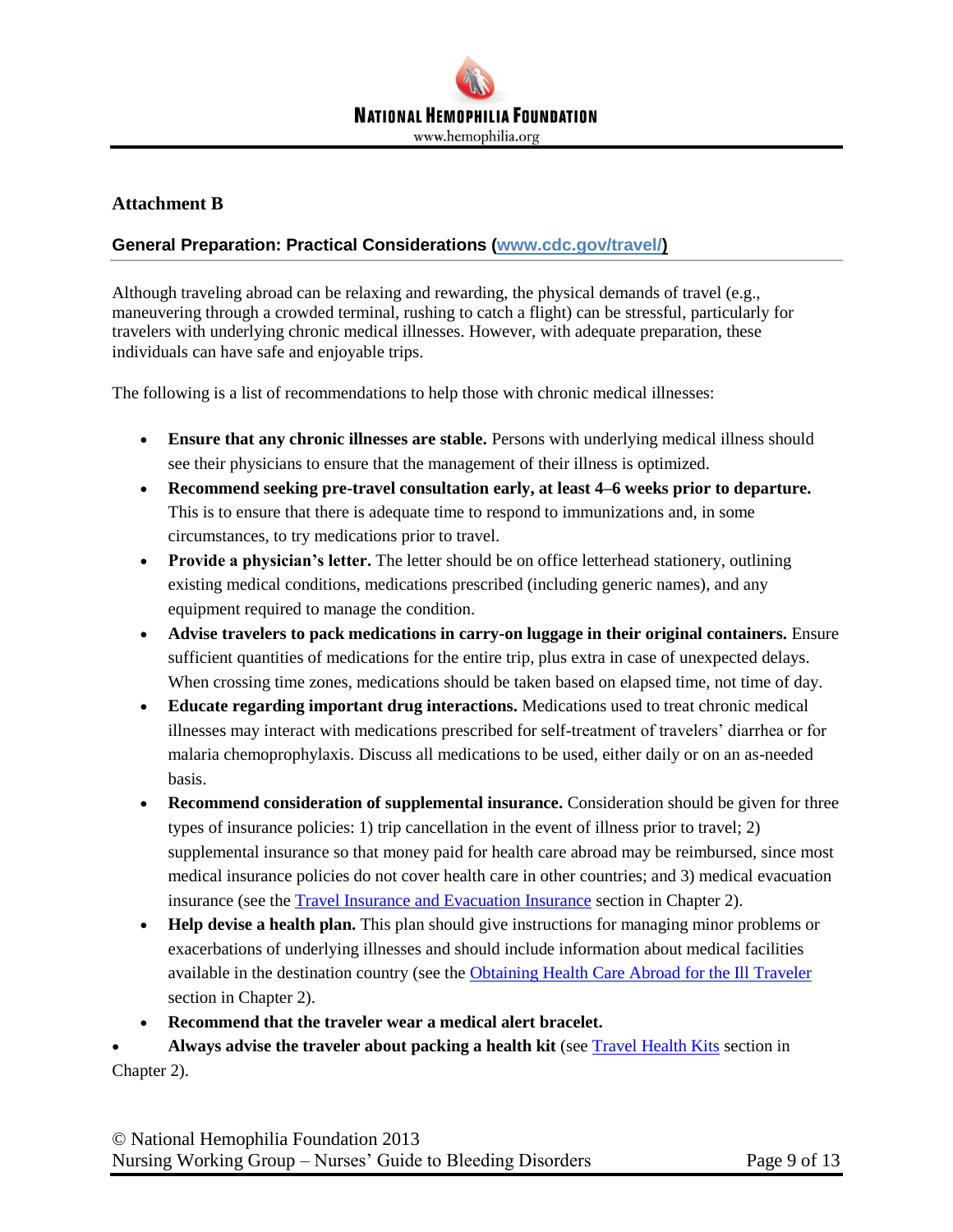## Attachment B

### General Preparation: Practical Considerations (www.cdc.gov/travel/)

Although traveling abroad can be relaxing and rewarding, the physical demands of travel (e.g., maneuvering through a crowded terminal, rushing to catch a flight) can be stressful, particularly for travelers with underlying chronic medical illnesses. However, with adequate preparation, these individuals can have safe and enjoyable trips.

The following is a list of recommendations to help those with chronic medical illnesses:

- **Ensure that any chronic illnesses are stable.** Persons with underlying medical illness should see their physicians to ensure that the management of their illness is optimized.
- **Recommend seeking pre-travel consultation early, at least 4–6 weeks prior to departure.** This is to ensure that there is adequate time to respond to immunizations and, in some circumstances, to try medications prior to travel.
- **Provide a physician's letter.** The letter should be on office letterhead stationery, outlining existing medical conditions, medications prescribed (including generic names), and any equipment required to manage the condition.
- **Advise travelers to pack medications in carry-on luggage in their original containers.** Ensure sufficient quantities of medications for the entire trip, plus extra in case of unexpected delays. When crossing time zones, medications should be taken based on elapsed time, not time of day.
- **Educate regarding important drug interactions.** Medications used to treat chronic medical illnesses may interact with medications prescribed for self-treatment of travelers' diarrhea or for malaria chemoprophylaxis. Discuss all medications to be used, either daily or on an as-needed basis.
- **Recommend consideration of supplemental insurance.** Consideration should be given for three types of insurance policies: 1) trip cancellation in the event of illness prior to travel; 2) supplemental insurance so that money paid for health care abroad may be reimbursed, since most medical insurance policies do not cover health care in other countries; and 3) medical evacuation insurance (see the Travel Insurance and Evacuation Insurance section in Chapter 2).
- **Help devise a health plan.** This plan should give instructions for managing minor problems or exacerbations of underlying illnesses and should include information about medical facilities available in the destination country (see the Obtaining Health Care Abroad for the Ill Traveler section in Chapter 2).
- **Recommend that the traveler wear a medical alert bracelet.**
- **Always advise the traveler about packing a health kit** (see Travel Health Kits section in Chapter 2).

© National Hemophilia Foundation 2013
Nursing Working Group – Nurses' Guide to Bleeding Disorders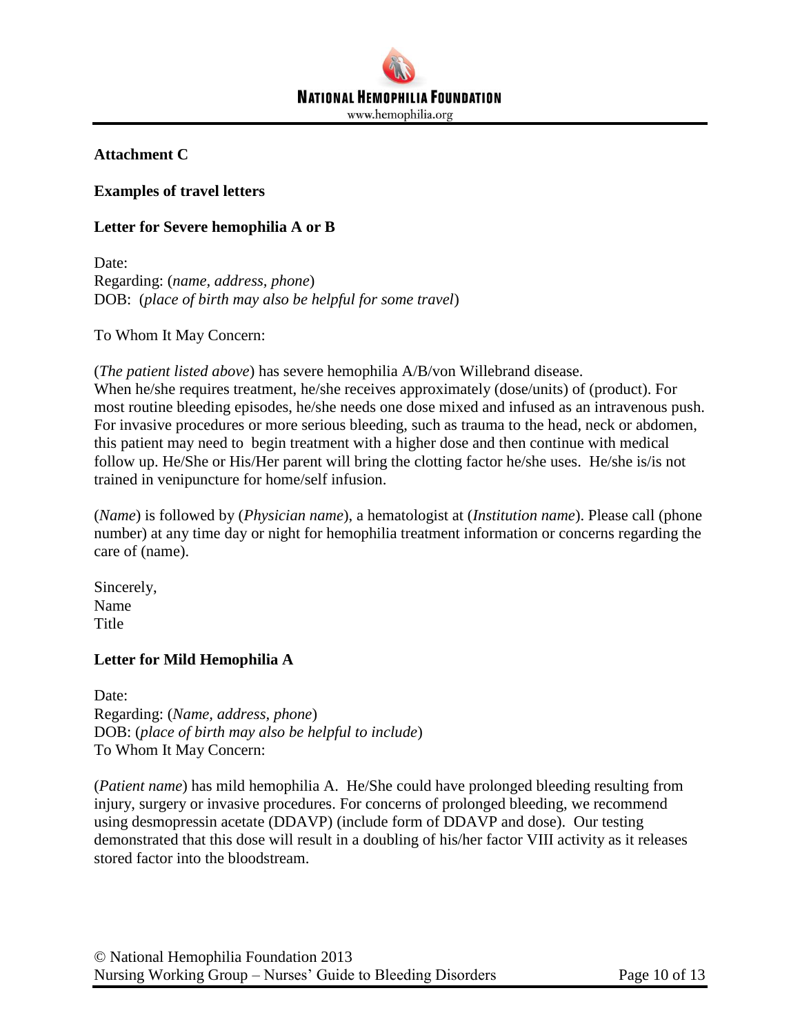**Attachment C**

**Examples of travel letters**

**Letter for Severe hemophilia A or B**

Date:
Regarding: (*name, address, phone*)
DOB: (*place of birth may also be helpful for some travel*)

To Whom It May Concern:

(*The patient listed above*) has severe hemophilia A/B/von Willebrand disease.
When he/she requires treatment, he/she receives approximately (dose/units) of (product). For most routine bleeding episodes, he/she needs one dose mixed and infused as an intravenous push. For invasive procedures or more serious bleeding, such as trauma to the head, neck or abdomen, this patient may need to begin treatment with a higher dose and then continue with medical follow up. He/She or His/Her parent will bring the clotting factor he/she uses. He/she is/is not trained in venipuncture for home/self infusion.

(*Name*) is followed by (*Physician name*), a hematologist at (*Institution name*). Please call (phone number) at any time day or night for hemophilia treatment information or concerns regarding the care of (name).

Sincerely,
Name
Title

**Letter for Mild Hemophilia A**

Date:
Regarding: (*Name, address, phone*)
DOB: (*place of birth may also be helpful to include*)
To Whom It May Concern:

(*Patient name*) has mild hemophilia A. He/She could have prolonged bleeding resulting from injury, surgery or invasive procedures. For concerns of prolonged bleeding, we recommend using desmopressin acetate (DDAVP) (include form of DDAVP and dose). Our testing demonstrated that this dose will result in a doubling of his/her factor VIII activity as it releases stored factor into the bloodstream.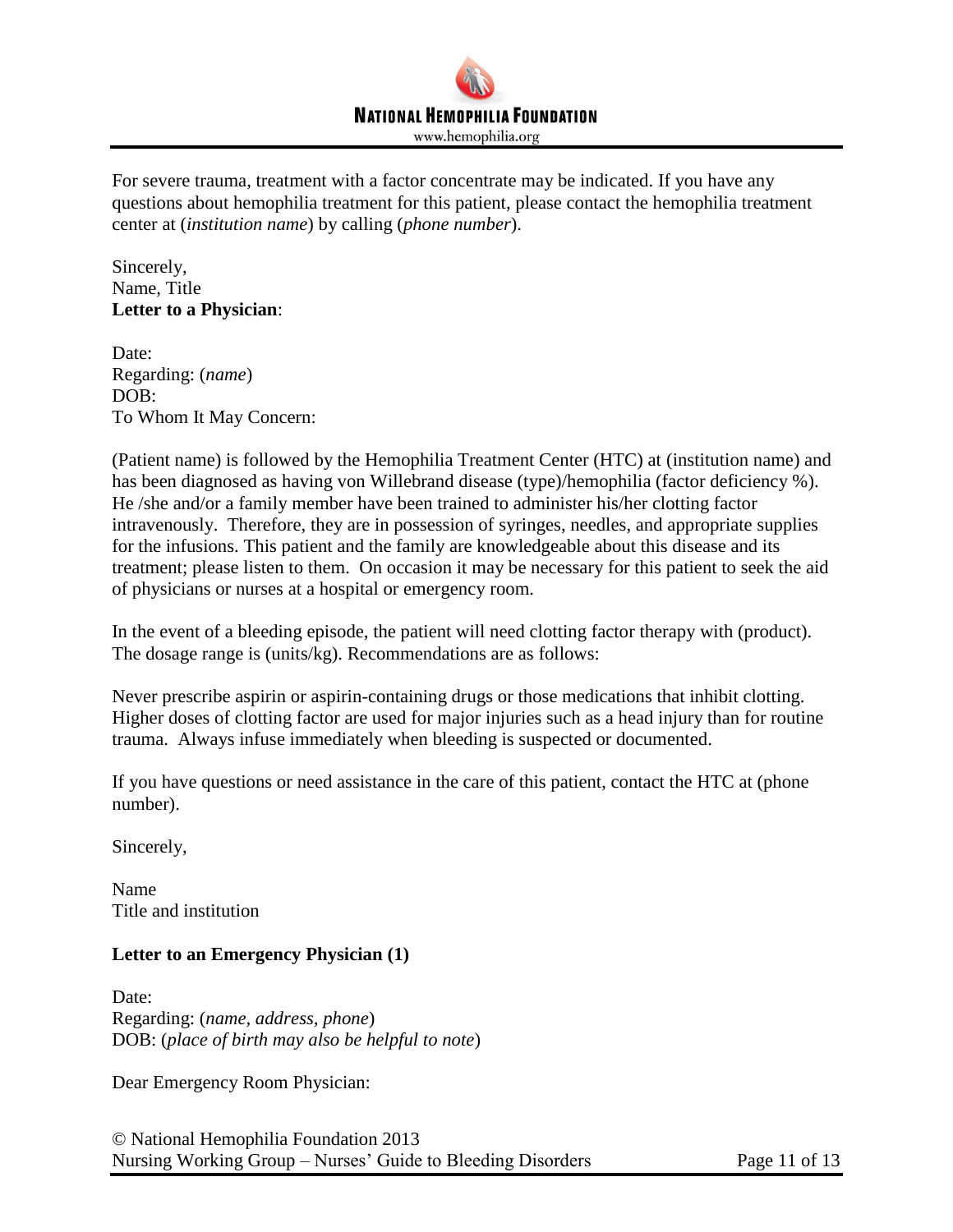For severe trauma, treatment with a factor concentrate may be indicated. If you have any questions about hemophilia treatment for this patient, please contact the hemophilia treatment center at (*institution name*) by calling (*phone number*).

Sincerely,
Name, Title

**Letter to a Physician**:

Date:
Regarding: (*name*)
DOB:
To Whom It May Concern:

(Patient name) is followed by the Hemophilia Treatment Center (HTC) at (institution name) and has been diagnosed as having von Willebrand disease (type)/hemophilia (factor deficiency %). He /she and/or a family member have been trained to administer his/her clotting factor intravenously. Therefore, they are in possession of syringes, needles, and appropriate supplies for the infusions. This patient and the family are knowledgeable about this disease and its treatment; please listen to them. On occasion it may be necessary for this patient to seek the aid of physicians or nurses at a hospital or emergency room.

In the event of a bleeding episode, the patient will need clotting factor therapy with (product). The dosage range is (units/kg). Recommendations are as follows:

Never prescribe aspirin or aspirin-containing drugs or those medications that inhibit clotting. Higher doses of clotting factor are used for major injuries such as a head injury than for routine trauma. Always infuse immediately when bleeding is suspected or documented.

If you have questions or need assistance in the care of this patient, contact the HTC at (phone number).

Sincerely,

Name
Title and institution

**Letter to an Emergency Physician (1)**

Date:
Regarding: (*name, address, phone*)
DOB: (*place of birth may also be helpful to note*)

Dear Emergency Room Physician: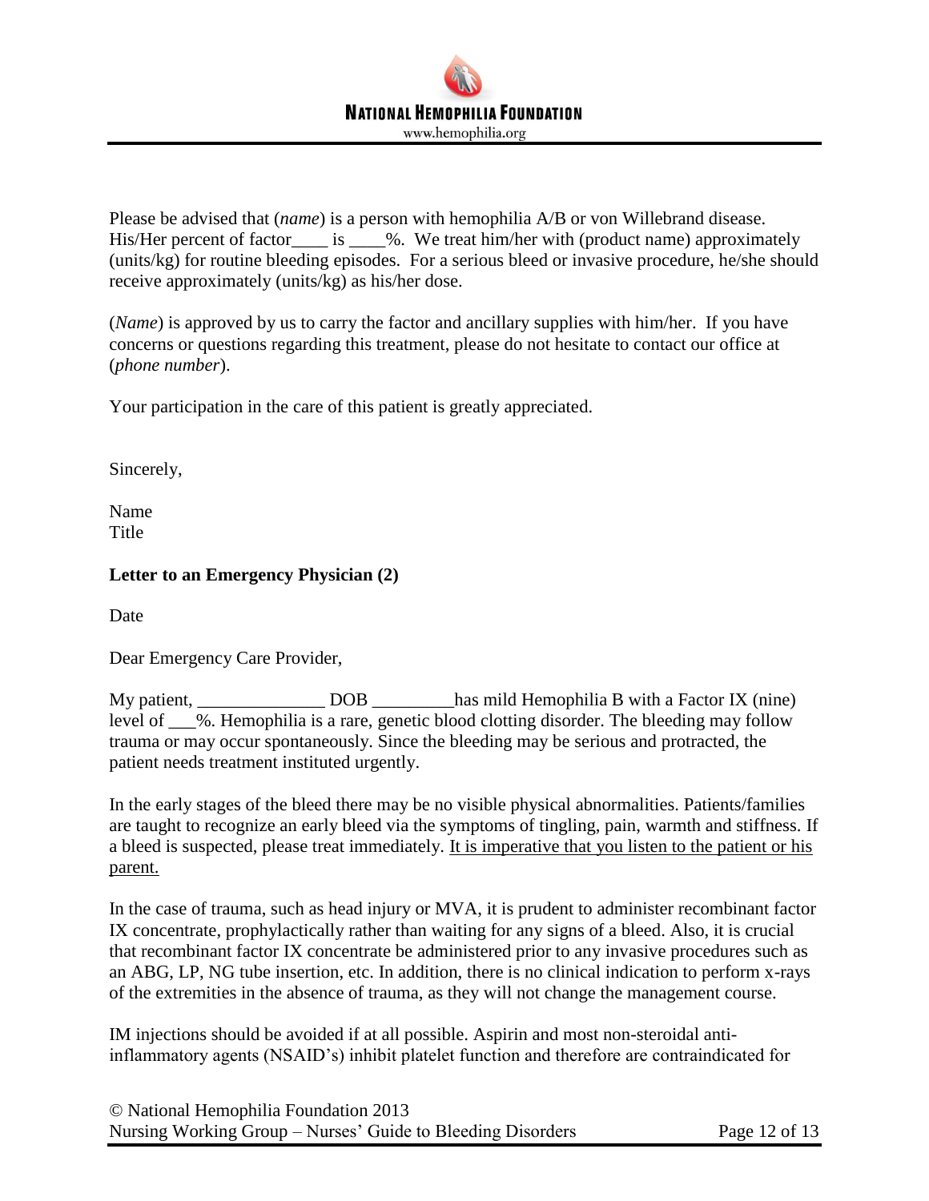Please be advised that (*name*) is a person with hemophilia A/B or von Willebrand disease. His/Her percent of factor____ is ____%. We treat him/her with (product name) approximately (units/kg) for routine bleeding episodes. For a serious bleed or invasive procedure, he/she should receive approximately (units/kg) as his/her dose.

(*Name*) is approved by us to carry the factor and ancillary supplies with him/her. If you have concerns or questions regarding this treatment, please do not hesitate to contact our office at (*phone number*).

Your participation in the care of this patient is greatly appreciated.

Sincerely,

Name
Title

**Letter to an Emergency Physician (2)**

Date

Dear Emergency Care Provider,

My patient, _______________ DOB _________has mild Hemophilia B with a Factor IX (nine) level of ___%. Hemophilia is a rare, genetic blood clotting disorder. The bleeding may follow trauma or may occur spontaneously. Since the bleeding may be serious and protracted, the patient needs treatment instituted urgently.

In the early stages of the bleed there may be no visible physical abnormalities. Patients/families are taught to recognize an early bleed via the symptoms of tingling, pain, warmth and stiffness. If a bleed is suspected, please treat immediately. <u>It is imperative that you listen to the patient or his parent.</u>

In the case of trauma, such as head injury or MVA, it is prudent to administer recombinant factor IX concentrate, prophylactically rather than waiting for any signs of a bleed. Also, it is crucial that recombinant factor IX concentrate be administered prior to any invasive procedures such as an ABG, LP, NG tube insertion, etc. In addition, there is no clinical indication to perform x-rays of the extremities in the absence of trauma, as they will not change the management course.

IM injections should be avoided if at all possible. Aspirin and most non-steroidal anti-inflammatory agents (NSAID's) inhibit platelet function and therefore are contraindicated for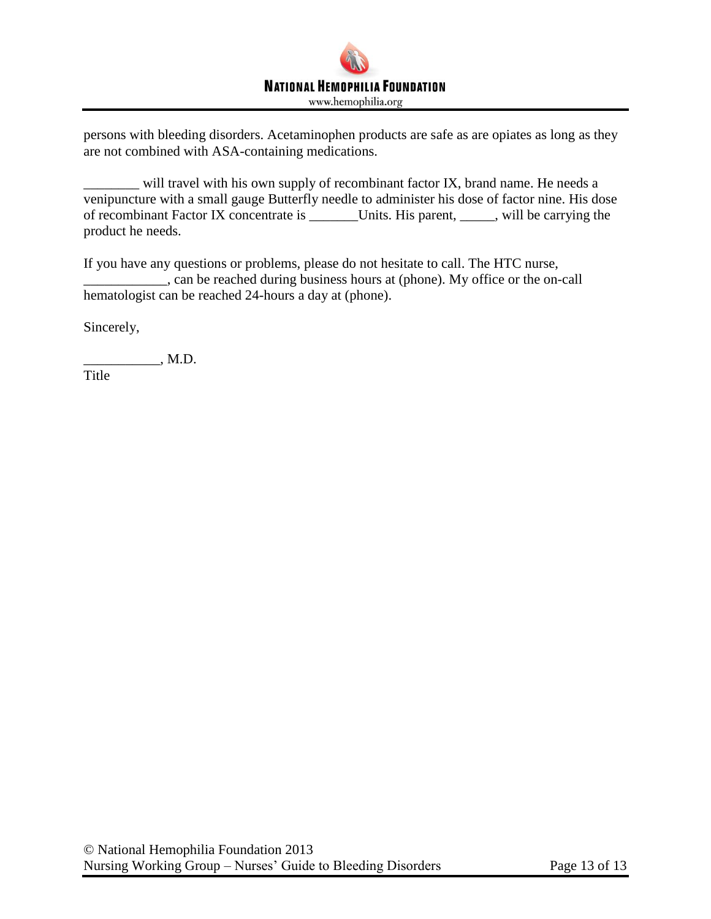persons with bleeding disorders. Acetaminophen products are safe as are opiates as long as they are not combined with ASA-containing medications.

________ will travel with his own supply of recombinant factor IX, brand name. He needs a venipuncture with a small gauge Butterfly needle to administer his dose of factor nine. His dose of recombinant Factor IX concentrate is _______Units. His parent, _____, will be carrying the product he needs.

If you have any questions or problems, please do not hesitate to call. The HTC nurse, ____________, can be reached during business hours at (phone). My office or the on-call hematologist can be reached 24-hours a day at (phone).

Sincerely,

___________, M.D.
Title